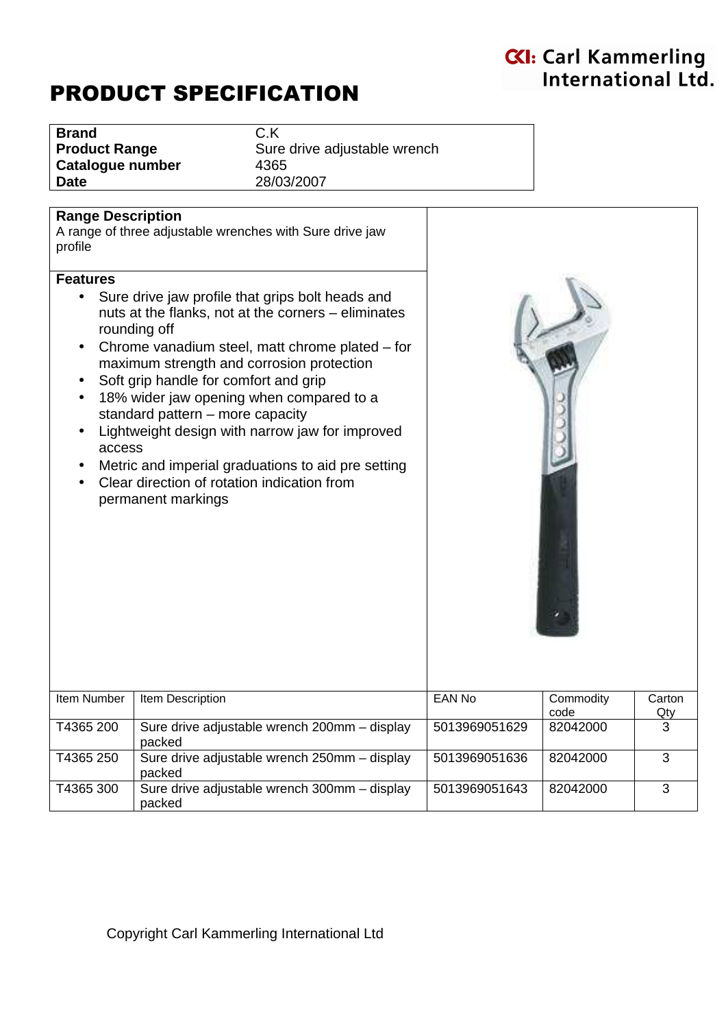Carl Kammerling International Ltd.

# PRODUCT SPECIFICATION

| | |
|---|---|
| **Brand** | C.K |
| **Product Range** | Sure drive adjustable wrench |
| **Catalogue number** | 4365 |
| **Date** | 28/03/2007 |

## Range Description

A range of three adjustable wrenches with Sure drive jaw profile

## Features

- Sure drive jaw profile that grips bolt heads and nuts at the flanks, not at the corners – eliminates rounding off
- Chrome vanadium steel, matt chrome plated – for maximum strength and corrosion protection
- Soft grip handle for comfort and grip
- 18% wider jaw opening when compared to a standard pattern – more capacity
- Lightweight design with narrow jaw for improved access
- Metric and imperial graduations to aid pre setting
- Clear direction of rotation indication from permanent markings

| Item Number | Item Description | EAN No | Commodity code | Carton Qty |
|---|---|---|---|---|
| T4365 200 | Sure drive adjustable wrench 200mm – display packed | 5013969051629 | 82042000 | 3 |
| T4365 250 | Sure drive adjustable wrench 250mm – display packed | 5013969051636 | 82042000 | 3 |
| T4365 300 | Sure drive adjustable wrench 300mm – display packed | 5013969051643 | 82042000 | 3 |

Copyright Carl Kammerling International Ltd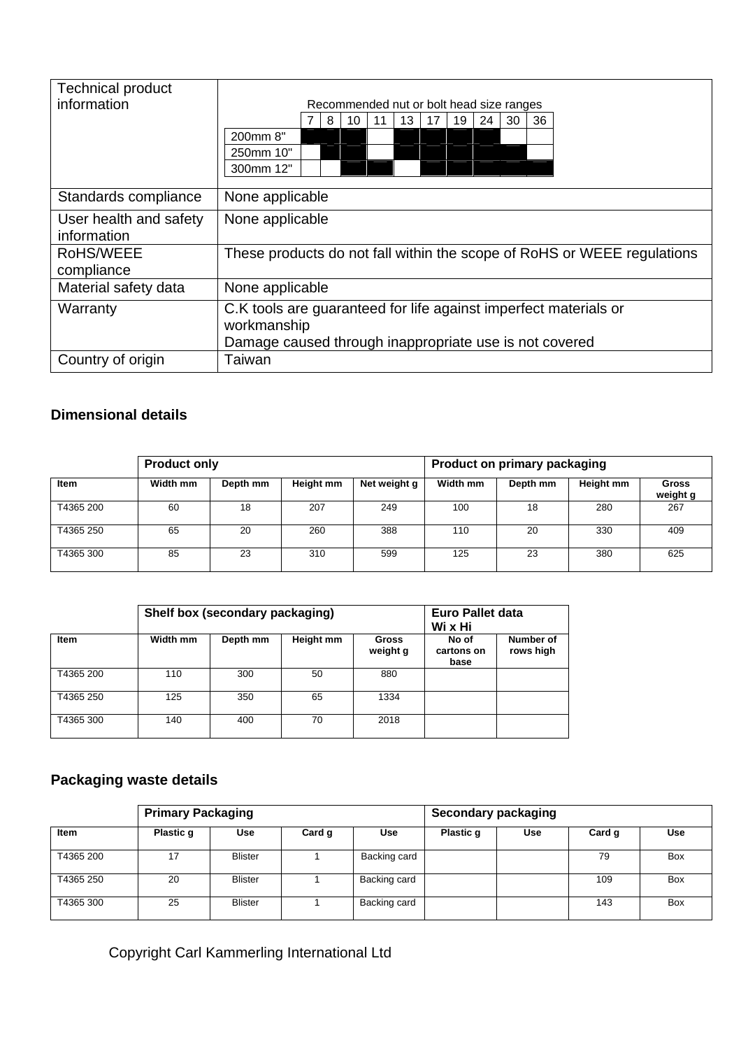| | |
|---|---|
| Technical product information | Recommended nut or bolt head size ranges (see table below) |

| | 7 | 8 | 10 | 11 | 13 | 17 | 19 | 24 | 30 | 36 |
|---|---|---|---|---|---|---|---|---|---|---|
| 200mm 8" | ■ | ■ | ■ | | ■ | ■ | ■ | ■ | | |
| 250mm 10" | | ■ | ■ | | ■ | ■ | ■ | ■ | ■ | |
| 300mm 12" | | | ■ | ■ | | ■ | ■ | ■ | ■ | ■ |

| | |
|---|---|
| Standards compliance | None applicable |
| User health and safety information | None applicable |
| RoHS/WEEE compliance | These products do not fall within the scope of RoHS or WEEE regulations |
| Material safety data | None applicable |
| Warranty | C.K tools are guaranteed for life against imperfect materials or workmanship<br>Damage caused through inappropriate use is not covered |
| Country of origin | Taiwan |

## Dimensional details

| | Product only | | | | Product on primary packaging | | | |
|---|---|---|---|---|---|---|---|---|
| Item | Width mm | Depth mm | Height mm | Net weight g | Width mm | Depth mm | Height mm | Gross weight g |
| T4365 200 | 60 | 18 | 207 | 249 | 100 | 18 | 280 | 267 |
| T4365 250 | 65 | 20 | 260 | 388 | 110 | 20 | 330 | 409 |
| T4365 300 | 85 | 23 | 310 | 599 | 125 | 23 | 380 | 625 |

| | Shelf box (secondary packaging) | | | | Euro Pallet data Wi x Hi | |
|---|---|---|---|---|---|---|
| Item | Width mm | Depth mm | Height mm | Gross weight g | No of cartons on base | Number of rows high |
| T4365 200 | 110 | 300 | 50 | 880 | | |
| T4365 250 | 125 | 350 | 65 | 1334 | | |
| T4365 300 | 140 | 400 | 70 | 2018 | | |

## Packaging waste details

| | Primary Packaging | | | | Secondary packaging | | | |
|---|---|---|---|---|---|---|---|---|
| Item | Plastic g | Use | Card g | Use | Plastic g | Use | Card g | Use |
| T4365 200 | 17 | Blister | 1 | Backing card | | | 79 | Box |
| T4365 250 | 20 | Blister | 1 | Backing card | | | 109 | Box |
| T4365 300 | 25 | Blister | 1 | Backing card | | | 143 | Box |

Copyright Carl Kammerling International Ltd